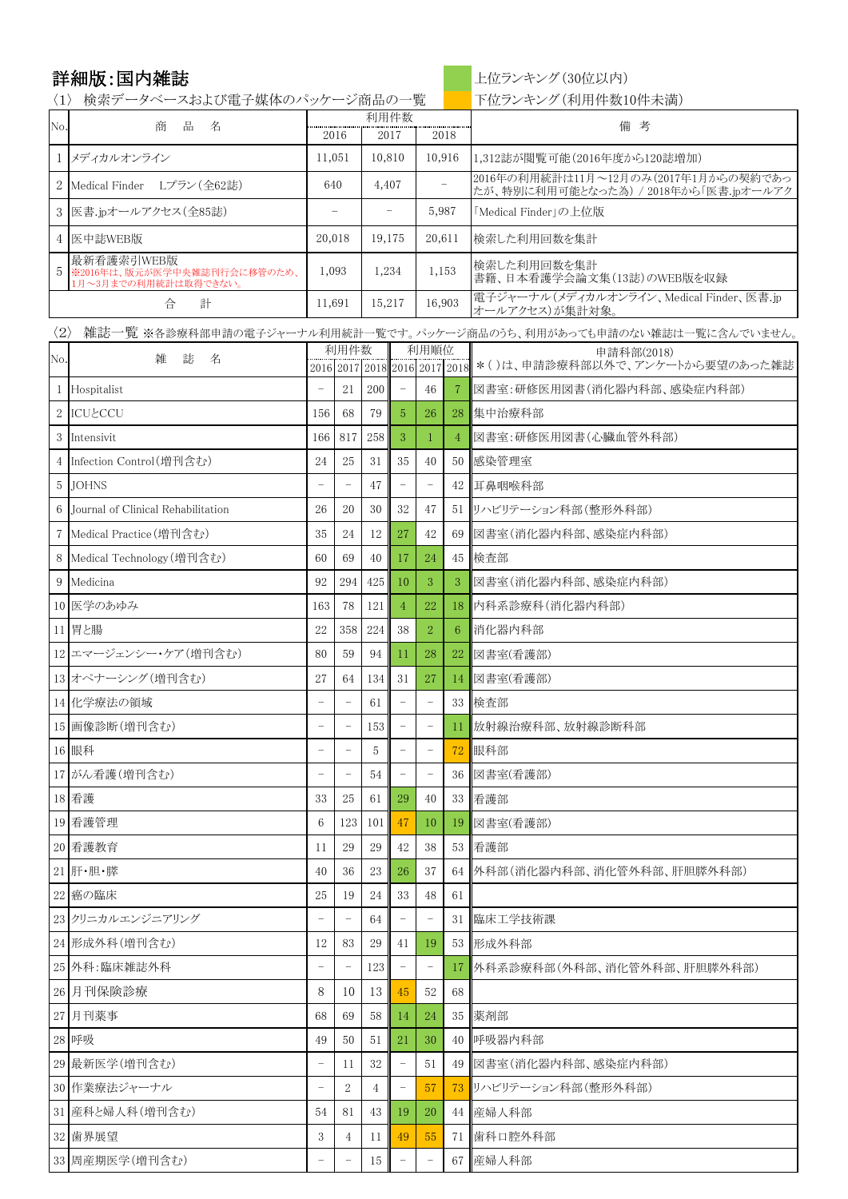# 詳細版:国内雑誌

上位ランキング(30位以内)
下位ランキング(利用件数10件未満)

〈1〉 検索データベースおよび電子媒体のパッケージ商品の一覧

| No. | 商品名 | 利用件数 2016 | 2017 | 2018 | 備考 |
|---|---|---|---|---|---|
| 1 | メディカルオンライン | 11,051 | 10,810 | 10,916 | 1,312誌が閲覧可能(2016年度から120誌増加) |
| 2 | Medical Finder Lプラン(全62誌) | 640 | 4,407 | – | 2016年の利用統計は11月～12月のみ(2017年1月からの契約であったが、特別に利用可能となった為) / 2018年から「医書.jpオールアク |
| 3 | 医書.jpオールアクセス(全85誌) | – | – | 5,987 | 「Medical Finder」の上位版 |
| 4 | 医中誌WEB版 | 20,018 | 19,175 | 20,611 | 検索した利用回数を集計 |
| 5 | 最新看護索引WEB版 ※2016年は、販元が医学中央雑誌刊行会に移管のため、1月～3月までの利用統計は取得できない。 | 1,093 | 1,234 | 1,153 | 検索した利用回数を集計 書籍、日本看護学会論文集(13誌)のWEB版を収録 |
| | 合計 | 11,691 | 15,217 | 16,903 | 電子ジャーナル(メディカルオンライン、Medical Finder、医書.jpオールアクセス)が集計対象。 |

〈2〉 雑誌一覧 ※各診療科部申請の電子ジャーナル利用統計一覧です。パッケージ商品のうち、利用があっても申請のない雑誌は一覧に含んでいません。

| No. | 雑誌名 | 利用件数 2016 | 2017 | 2018 | 利用順位 2016 | 2017 | 2018 | 申請科部(2018) *( )は、申請診療科部以外で、アンケートから要望のあった雑誌 |
|---|---|---|---|---|---|---|---|---|
| 1 | Hospitalist | – | 21 | 200 | – | 46 | 7 | 図書室:研修医用図書(消化器内科部、感染症内科部) |
| 2 | ICUとCCU | 156 | 68 | 79 | 5 | 26 | 28 | 集中治療科部 |
| 3 | Intensivit | 166 | 817 | 258 | 3 | 1 | 4 | 図書室:研修医用図書(心臓血管外科部) |
| 4 | Infection Control(増刊含む) | 24 | 25 | 31 | 35 | 40 | 50 | 感染管理室 |
| 5 | JOHNS | – | – | 47 | – | – | 42 | 耳鼻咽喉科部 |
| 6 | Journal of Clinical Rehabilitation | 26 | 20 | 30 | 32 | 47 | 51 | リハビリテーション科部(整形外科部) |
| 7 | Medical Practice(増刊含む) | 35 | 24 | 12 | 27 | 42 | 69 | 図書室(消化器内科部、感染症内科部) |
| 8 | Medical Technology(増刊含む) | 60 | 69 | 40 | 17 | 24 | 45 | 検査部 |
| 9 | Medicina | 92 | 294 | 425 | 10 | 3 | 3 | 図書室(消化器内科部、感染症内科部) |
| 10 | 医学のあゆみ | 163 | 78 | 121 | 4 | 22 | 18 | 内科系診療科(消化器内科部) |
| 11 | 胃と腸 | 22 | 358 | 224 | 38 | 2 | 6 | 消化器内科部 |
| 12 | エマージェンシー・ケア(増刊含む) | 80 | 59 | 94 | 11 | 28 | 22 | 図書室(看護部) |
| 13 | オペナーシング(増刊含む) | 27 | 64 | 134 | 31 | 27 | 14 | 図書室(看護部) |
| 14 | 化学療法の領域 | – | – | 61 | – | – | 33 | 検査部 |
| 15 | 画像診断(増刊含む) | – | – | 153 | – | – | 11 | 放射線治療科部、放射線診断科部 |
| 16 | 眼科 | – | – | 5 | – | – | 72 | 眼科部 |
| 17 | がん看護(増刊含む) | – | – | 54 | – | – | 36 | 図書室(看護部) |
| 18 | 看護 | 33 | 25 | 61 | 29 | 40 | 33 | 看護部 |
| 19 | 看護管理 | 6 | 123 | 101 | 47 | 10 | 19 | 図書室(看護部) |
| 20 | 看護教育 | 11 | 29 | 29 | 42 | 38 | 53 | 看護部 |
| 21 | 肝・胆・膵 | 40 | 36 | 23 | 26 | 37 | 64 | 外科部(消化器内科部、消化管外科部、肝胆膵外科部) |
| 22 | 癌の臨床 | 25 | 19 | 24 | 33 | 48 | 61 | |
| 23 | クリニカルエンジニアリング | – | – | 64 | – | – | 31 | 臨床工学技術課 |
| 24 | 形成外科(増刊含む) | 12 | 83 | 29 | 41 | 19 | 53 | 形成外科部 |
| 25 | 外科:臨床雑誌外科 | – | – | 123 | – | – | 17 | 外科系診療科部(外科部、消化管外科部、肝胆膵外科部) |
| 26 | 月刊保険診療 | 8 | 10 | 13 | 45 | 52 | 68 | |
| 27 | 月刊薬事 | 68 | 69 | 58 | 14 | 24 | 35 | 薬剤部 |
| 28 | 呼吸 | 49 | 50 | 51 | 21 | 30 | 40 | 呼吸器内科部 |
| 29 | 最新医学(増刊含む) | – | 11 | 32 | – | 51 | 49 | 図書室(消化器内科部、感染症内科部) |
| 30 | 作業療法ジャーナル | – | 2 | 4 | – | 57 | 73 | リハビリテーション科部(整形外科部) |
| 31 | 産科と婦人科(増刊含む) | 54 | 81 | 43 | 19 | 20 | 44 | 産婦人科部 |
| 32 | 歯界展望 | 3 | 4 | 11 | 49 | 55 | 71 | 歯科口腔外科部 |
| 33 | 周産期医学(増刊含む) | – | – | 15 | – | – | 67 | 産婦人科部 |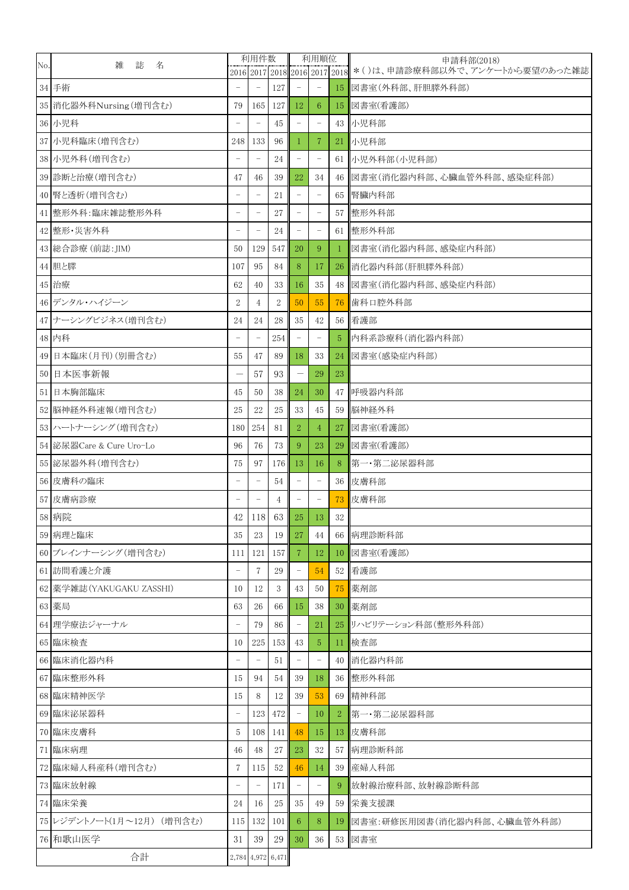| No. | 雑　誌　名 | 利用件数 | | | 利用順位 | | | 申請科部(2018)<br>＊( )は、申請診療科部以外で、アンケートから要望のあった雑誌 |
|---|---|---|---|---|---|---|---|---|
| | | 2016 | 2017 | 2018 | 2016 | 2017 | 2018 | |
| 34 | 手術 | − | − | 127 | − | − | 15 | 図書室(外科部、肝胆膵外科部) |
| 35 | 消化器外科Nursing(増刊含む) | 79 | 165 | 127 | 12 | 6 | 15 | 図書室(看護部) |
| 36 | 小児科 | − | − | 45 | − | − | 43 | 小児科部 |
| 37 | 小児科臨床(増刊含む) | 248 | 133 | 96 | 1 | 7 | 21 | 小児科部 |
| 38 | 小児外科(増刊含む) | − | − | 24 | − | − | 61 | 小児外科部(小児科部) |
| 39 | 診断と治療(増刊含む) | 47 | 46 | 39 | 22 | 34 | 46 | 図書室(消化器内科部、心臓血管外科部、感染症科部) |
| 40 | 腎と透析(増刊含む) | − | − | 21 | − | − | 65 | 腎臓内科部 |
| 41 | 整形外科:臨床雑誌整形外科 | − | − | 27 | − | − | 57 | 整形外科部 |
| 42 | 整形・災害外科 | − | − | 24 | − | − | 61 | 整形外科部 |
| 43 | 総合診療 (前誌:JIM) | 50 | 129 | 547 | 20 | 9 | 1 | 図書室(消化器内科部、感染症内科部) |
| 44 | 胆と膵 | 107 | 95 | 84 | 8 | 17 | 26 | 消化器内科部(肝胆膵外科部) |
| 45 | 治療 | 62 | 40 | 33 | 16 | 35 | 48 | 図書室(消化器内科部、感染症内科部) |
| 46 | デンタル・ハイジーン | 2 | 4 | 2 | 50 | 55 | 76 | 歯科口腔外科部 |
| 47 | ナーシングビジネス(増刊含む) | 24 | 24 | 28 | 35 | 42 | 56 | 看護部 |
| 48 | 内科 | − | − | 254 | − | − | 5 | 内科系診療科(消化器内科部) |
| 49 | 日本臨床(月刊)(別冊含む) | 55 | 47 | 89 | 18 | 33 | 24 | 図書室(感染症内科部) |
| 50 | 日本医事新報 | — | 57 | 93 | — | 29 | 23 | |
| 51 | 日本胸部臨床 | 45 | 50 | 38 | 24 | 30 | 47 | 呼吸器内科部 |
| 52 | 脳神経外科速報(増刊含む) | 25 | 22 | 25 | 33 | 45 | 59 | 脳神経外科 |
| 53 | ハートナーシング(増刊含む) | 180 | 254 | 81 | 2 | 4 | 27 | 図書室(看護部) |
| 54 | 泌尿器Care & Cure Uro-Lo | 96 | 76 | 73 | 9 | 23 | 29 | 図書室(看護部) |
| 55 | 泌尿器外科(増刊含む) | 75 | 97 | 176 | 13 | 16 | 8 | 第一・第二泌尿器科部 |
| 56 | 皮膚科の臨床 | − | − | 54 | − | − | 36 | 皮膚科部 |
| 57 | 皮膚病診療 | − | − | 4 | − | − | 73 | 皮膚科部 |
| 58 | 病院 | 42 | 118 | 63 | 25 | 13 | 32 | |
| 59 | 病理と臨床 | 35 | 23 | 19 | 27 | 44 | 66 | 病理診断科部 |
| 60 | ブレインナーシング(増刊含む) | 111 | 121 | 157 | 7 | 12 | 10 | 図書室(看護部) |
| 61 | 訪問看護と介護 | − | 7 | 29 | − | 54 | 52 | 看護部 |
| 62 | 薬学雑誌(YAKUGAKU ZASSHI) | 10 | 12 | 3 | 43 | 50 | 75 | 薬剤部 |
| 63 | 薬局 | 63 | 26 | 66 | 15 | 38 | 30 | 薬剤部 |
| 64 | 理学療法ジャーナル | − | 79 | 86 | − | 21 | 25 | リハビリテーション科部(整形外科部) |
| 65 | 臨床検査 | 10 | 225 | 153 | 43 | 5 | 11 | 検査部 |
| 66 | 臨床消化器内科 | − | − | 51 | − | − | 40 | 消化器内科部 |
| 67 | 臨床整形外科 | 15 | 94 | 54 | 39 | 18 | 36 | 整形外科部 |
| 68 | 臨床精神医学 | 15 | 8 | 12 | 39 | 53 | 69 | 精神科部 |
| 69 | 臨床泌尿器科 | − | 123 | 472 | − | 10 | 2 | 第一・第二泌尿器科部 |
| 70 | 臨床皮膚科 | 5 | 108 | 141 | 48 | 15 | 13 | 皮膚科部 |
| 71 | 臨床病理 | 46 | 48 | 27 | 23 | 32 | 57 | 病理診断科部 |
| 72 | 臨床婦人科産科(増刊含む) | 7 | 115 | 52 | 46 | 14 | 39 | 産婦人科部 |
| 73 | 臨床放射線 | − | − | 171 | − | − | 9 | 放射線治療科部、放射線診断科部 |
| 74 | 臨床栄養 | 24 | 16 | 25 | 35 | 49 | 59 | 栄養支援課 |
| 75 | レジデントノート(1月～12月) (増刊含む) | 115 | 132 | 101 | 6 | 8 | 19 | 図書室:研修医用図書(消化器内科部、心臓血管外科部) |
| 76 | 和歌山医学 | 31 | 39 | 29 | 30 | 36 | 53 | 図書室 |
| | 合計 | 2,784 | 4,972 | 6,471 | | | | |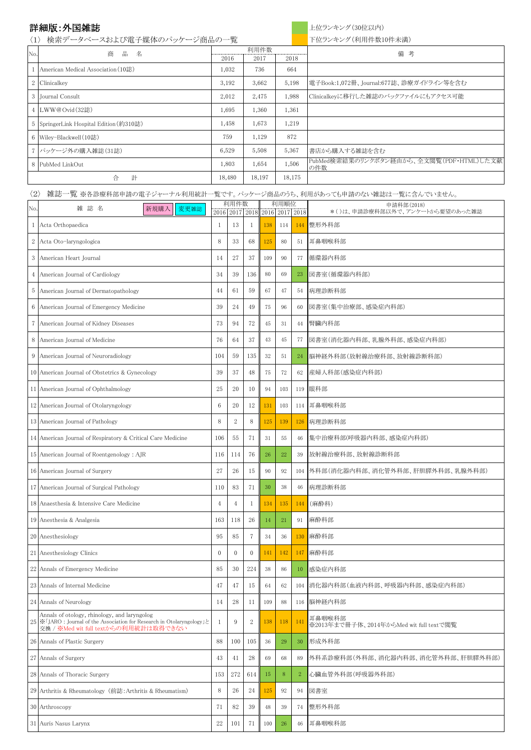# 詳細版：外国雑誌

上位ランキング（30位以内）
下位ランキング（利用件数10件未満）

〈1〉 検索データベースおよび電子媒体のパッケージ商品の一覧

| No. | 商品名 | 利用件数 2016 | 2017 | 2018 | 備考 |
|---|---|---|---|---|---|
| 1 | American Medical Association(10誌) | 1,032 | 736 | 664 | |
| 2 | Clinicalkey | 3,192 | 3,662 | 5,198 | 電子Book:1,072冊、Journal:677誌、診療ガイドライン等を含む |
| 3 | Journal Consult | 2,012 | 2,475 | 1,988 | Clinicalkeyに移行した雑誌のバックファイルにもアクセス可能 |
| 4 | LWW@Ovid(32誌) | 1,695 | 1,360 | 1,361 | |
| 5 | SpringerLink Hospital Edition(約310誌) | 1,458 | 1,673 | 1,219 | |
| 6 | Wiley-Blackwell(10誌) | 759 | 1,129 | 872 | |
| 7 | パッケージ外の購入雑誌(31誌) | 6,529 | 5,508 | 5,367 | 書店から購入する雑誌を含む |
| 8 | PubMed LinkOut | 1,803 | 1,654 | 1,506 | PubMed検索結果のリンクボタン経由から、全文閲覧(PDF・HTML)した文献の件数 |
| | 合計 | 18,480 | 18,197 | 18,175 | |

〈2〉 雑誌一覧 ※各診療科部申請の電子ジャーナル利用統計一覧です。パッケージ商品のうち、利用があっても申請のない雑誌は一覧に含んでいません。

| No. | 雑誌名 （新規購入／変更雑誌） | 利用件数 2016 | 2017 | 2018 | 利用順位 2016 | 2017 | 2018 | 申請科部(2018) ＊( )は、申請診療科部以外で、アンケートから要望のあった雑誌 |
|---|---|---|---|---|---|---|---|---|
| 1 | Acta Orthopaedica | 1 | 13 | 1 | 138 | 114 | 144 | 整形外科部 |
| 2 | Acta Oto-laryngologica | 8 | 33 | 68 | 125 | 80 | 51 | 耳鼻咽喉科部 |
| 3 | American Heart Journal | 14 | 27 | 37 | 109 | 90 | 77 | 循環器内科部 |
| 4 | American Journal of Cardiology | 34 | 39 | 136 | 80 | 69 | 23 | 図書室(循環器内科部) |
| 5 | American Journal of Dermatopathology | 44 | 61 | 59 | 67 | 47 | 54 | 病理診断科部 |
| 6 | American Journal of Emergency Medicine | 39 | 24 | 49 | 75 | 96 | 60 | 図書室(集中治療部、感染症内科部) |
| 7 | American Journal of Kidney Diseases | 73 | 94 | 72 | 45 | 31 | 44 | 腎臓内科部 |
| 8 | American Journal of Medicine | 76 | 64 | 37 | 43 | 45 | 77 | 図書室(消化器内科部、乳腺外科部、感染症内科部) |
| 9 | American Journal of Neuroradiology | 104 | 59 | 135 | 32 | 51 | 24 | 脳神経外科部(放射線治療科部、放射線診断科部) |
| 10 | American Journal of Obstetrics & Gynecology | 39 | 37 | 48 | 75 | 72 | 62 | 産婦人科部(感染症内科部) |
| 11 | American Journal of Ophthalmology | 25 | 20 | 10 | 94 | 103 | 119 | 眼科部 |
| 12 | American Journal of Otolaryngology | 6 | 20 | 12 | 131 | 103 | 114 | 耳鼻咽喉科部 |
| 13 | American Journal of Pathology | 8 | 2 | 8 | 125 | 139 | 126 | 病理診断科部 |
| 14 | American Journal of Respiratory & Critical Care Medicine | 106 | 55 | 71 | 31 | 55 | 46 | 集中治療科部(呼吸器内科部、感染症内科部) |
| 15 | American Journal of Roentgenology : AJR | 116 | 114 | 76 | 26 | 22 | 39 | 放射線治療科部、放射線診断科部 |
| 16 | American Journal of Surgery | 27 | 26 | 15 | 90 | 92 | 104 | 外科部(消化器内科部、消化管外科部、肝胆膵外科部、乳腺外科部) |
| 17 | American Journal of Surgical Pathology | 110 | 83 | 71 | 30 | 38 | 46 | 病理診断科部 |
| 18 | Anaesthesia & Intensive Care Medicine | 4 | 4 | 1 | 134 | 135 | 144 | (麻酔科) |
| 19 | Anesthesia & Analgesia | 163 | 118 | 26 | 14 | 21 | 91 | 麻酔科部 |
| 20 | Anesthesiology | 95 | 85 | 7 | 34 | 36 | 130 | 麻酔科部 |
| 21 | Anesthesiology Clinics | 0 | 0 | 0 | 141 | 142 | 147 | 麻酔科部 |
| 22 | Annals of Emergency Medicine | 85 | 30 | 224 | 38 | 86 | 10 | 感染症内科部 |
| 23 | Annals of Internal Medicine | 47 | 47 | 15 | 64 | 62 | 104 | 消化器内科部(血液内科部、呼吸器内科部、感染症内科部) |
| 24 | Annals of Neurology | 14 | 28 | 11 | 109 | 88 | 116 | 脳神経内科部 |
| 25 | Annals of otology, rhinology, and laryngolog ※「JARO : Journal of the Association for Research in Otolaryngology」と交換 / ※Med wit full textからの利用統計は取得できない | 1 | 9 | 2 | 138 | 118 | 141 | 耳鼻咽喉科部 ※2013年まで冊子体、2014年からMed wit full textで閲覧 |
| 26 | Annals of Plastic Surgery | 88 | 100 | 105 | 36 | 29 | 30 | 形成外科部 |
| 27 | Annals of Surgery | 43 | 41 | 28 | 69 | 68 | 89 | 外科系診療科部(外科部、消化器内科部、消化管外科部、肝胆膵外科部) |
| 28 | Annals of Thoracic Surgery | 153 | 272 | 614 | 15 | 8 | 2 | 心臓血管外科部(呼吸器外科部) |
| 29 | Arthritis & Rheumatology (前誌:Arthritis & Rheumatism) | 8 | 26 | 24 | 125 | 92 | 94 | 図書室 |
| 30 | Arthroscopy | 71 | 82 | 39 | 48 | 39 | 74 | 整形外科部 |
| 31 | Auris Nasus Larynx | 22 | 101 | 71 | 100 | 26 | 46 | 耳鼻咽喉科部 |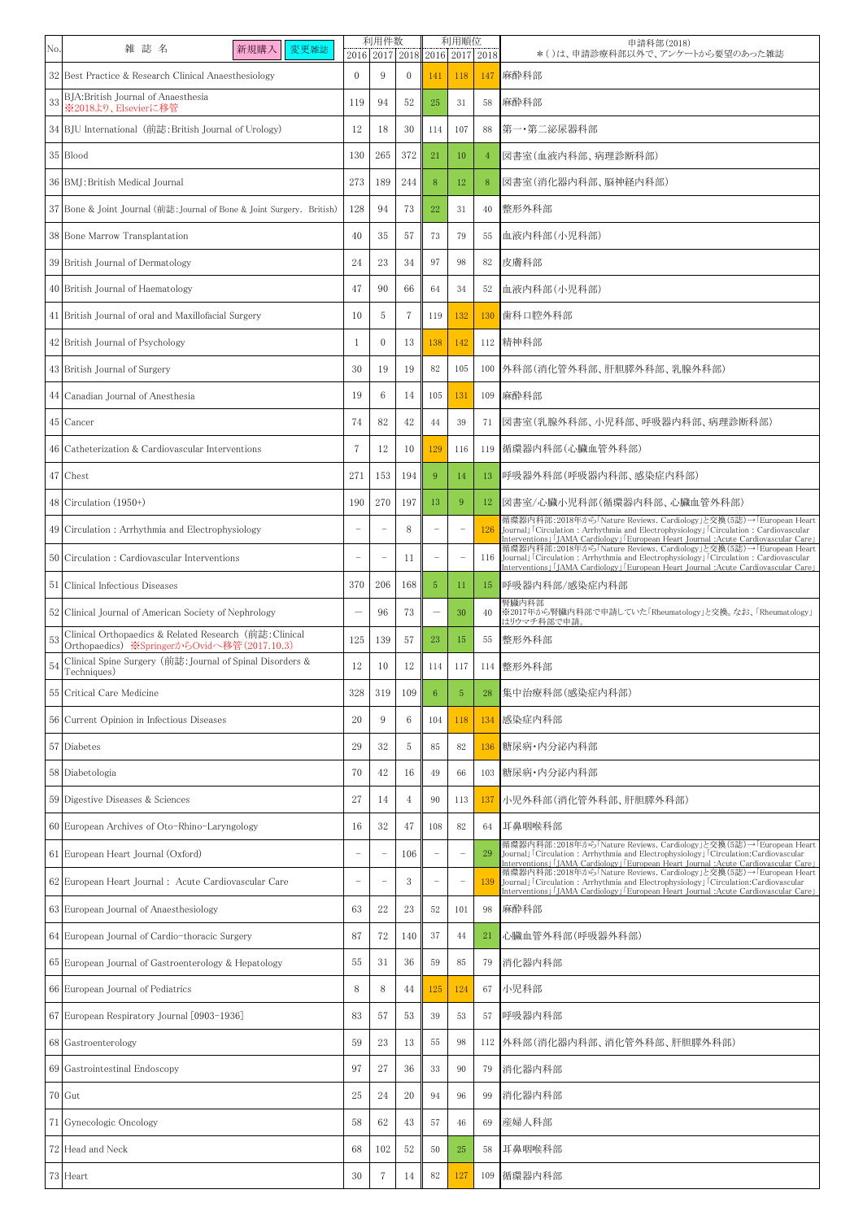| No. | 雑 誌 名　新規購入　変更雑誌 | 利用件数 | | | 利用順位 | | | 申請科部(2018) ＊( )は、申請診療科部以外で、アンケートから要望のあった雑誌 |
|---|---|---|---|---|---|---|---|---|
| | | 2016 | 2017 | 2018 | 2016 | 2017 | 2018 | |
| 32 | Best Practice & Research Clinical Anaesthesiology | 0 | 9 | 0 | 141 | 118 | 147 | 麻酔科部 |
| 33 | BJA:British Journal of Anaesthesia ※2018より、Elsevierに移管 | 119 | 94 | 52 | 25 | 31 | 58 | 麻酔科部 |
| 34 | BJU International (前誌:British Journal of Urology) | 12 | 18 | 30 | 114 | 107 | 88 | 第一・第二泌尿器科部 |
| 35 | Blood | 130 | 265 | 372 | 21 | 10 | 4 | 図書室(血液内科部、病理診断科部) |
| 36 | BMJ:British Medical Journal | 273 | 189 | 244 | 8 | 12 | 8 | 図書室(消化器内科部、脳神経内科部) |
| 37 | Bone & Joint Journal (前誌:Journal of Bone & Joint Surgery. British) | 128 | 94 | 73 | 22 | 31 | 40 | 整形外科部 |
| 38 | Bone Marrow Transplantation | 40 | 35 | 57 | 73 | 79 | 55 | 血液内科部(小児科部) |
| 39 | British Journal of Dermatology | 24 | 23 | 34 | 97 | 98 | 82 | 皮膚科部 |
| 40 | British Journal of Haematology | 47 | 90 | 66 | 64 | 34 | 52 | 血液内科部(小児科部) |
| 41 | British Journal of oral and Maxillofacial Surgery | 10 | 5 | 7 | 119 | 132 | 130 | 歯科口腔外科部 |
| 42 | British Journal of Psychology | 1 | 0 | 13 | 138 | 142 | 112 | 精神科部 |
| 43 | British Journal of Surgery | 30 | 19 | 19 | 82 | 105 | 100 | 外科部(消化管外科部、肝胆膵外科部、乳腺外科部) |
| 44 | Canadian Journal of Anesthesia | 19 | 6 | 14 | 105 | 131 | 109 | 麻酔科部 |
| 45 | Cancer | 74 | 82 | 42 | 44 | 39 | 71 | 図書室(乳腺外科部、小児科部、呼吸器内科部、病理診断科部) |
| 46 | Catheterization & Cardiovascular Interventions | 7 | 12 | 10 | 129 | 116 | 119 | 循環器内科部(心臓血管外科部) |
| 47 | Chest | 271 | 153 | 194 | 9 | 14 | 13 | 呼吸器外科部(呼吸器内科部、感染症内科部) |
| 48 | Circulation (1950+) | 190 | 270 | 197 | 13 | 9 | 12 | 図書室/心臓小児科部(循環器内科部、心臓血管外科部) |
| 49 | Circulation : Arrhythmia and Electrophysiology | － | － | 8 | － | － | 126 | 循環器内科部:2018年から「Nature Reviews. Cardiology」と交換(5誌)→「European Heart Journal」「Circulation : Arrhythmia and Electrophysiology」「Circulation : Cardiovascular Interventions」「JAMA Cardiology」「European Heart Journal :Acute Cardiovascular Care」 |
| 50 | Circulation : Cardiovascular Interventions | － | － | 11 | － | － | 116 | 循環器内科部:2018年から「Nature Reviews. Cardiology」と交換(5誌)→「European Heart Journal」「Circulation : Arrhythmia and Electrophysiology」「Circulation : Cardiovascular Interventions」「JAMA Cardiology」「European Heart Journal :Acute Cardiovascular Care」 |
| 51 | Clinical Infectious Diseases | 370 | 206 | 168 | 5 | 11 | 15 | 呼吸器内科部/感染症内科部 |
| 52 | Clinical Journal of American Society of Nephrology | ― | 96 | 73 | ― | 30 | 40 | 腎臓内科部 ※2017年から腎臓内科部で申請していた「Rheumatology」と交換。なお、「Rheumatology」はリウマチ科部で申請。 |
| 53 | Clinical Orthopaedics & Related Research (前誌:Clinical Orthopaedics) ※SpringerからOvidへ移管(2017.10.3) | 125 | 139 | 57 | 23 | 15 | 55 | 整形外科部 |
| 54 | Clinical Spine Surgery (前誌:Journal of Spinal Disorders & Techniques) | 12 | 10 | 12 | 114 | 117 | 114 | 整形外科部 |
| 55 | Critical Care Medicine | 328 | 319 | 109 | 6 | 5 | 28 | 集中治療科部(感染症内科部) |
| 56 | Current Opinion in Infectious Diseases | 20 | 9 | 6 | 104 | 118 | 134 | 感染症内科部 |
| 57 | Diabetes | 29 | 32 | 5 | 85 | 82 | 136 | 糖尿病・内分泌内科部 |
| 58 | Diabetologia | 70 | 42 | 16 | 49 | 66 | 103 | 糖尿病・内分泌内科部 |
| 59 | Digestive Diseases & Sciences | 27 | 14 | 4 | 90 | 113 | 137 | 小児外科部(消化管外科部、肝胆膵外科部) |
| 60 | European Archives of Oto-Rhino-Laryngology | 16 | 32 | 47 | 108 | 82 | 64 | 耳鼻咽喉科部 |
| 61 | European Heart Journal (Oxford) | － | － | 106 | － | － | 29 | 循環器内科部:2018年から「Nature Reviews. Cardiology」と交換(5誌)→「European Heart Journal」「Circulation : Arrhythmia and Electrophysiology」「Circulation:Cardiovascular Interventions」「JAMA Cardiology」「European Heart Journal :Acute Cardiovascular Care」 |
| 62 | European Heart Journal : Acute Cardiovascular Care | － | － | 3 | － | － | 139 | 循環器内科部:2018年から「Nature Reviews. Cardiology」と交換(5誌)→「European Heart Journal」「Circulation : Arrhythmia and Electrophysiology」「Circulation:Cardiovascular Interventions」「JAMA Cardiology」「European Heart Journal :Acute Cardiovascular Care」 |
| 63 | European Journal of Anaesthesiology | 63 | 22 | 23 | 52 | 101 | 98 | 麻酔科部 |
| 64 | European Journal of Cardio-thoracic Surgery | 87 | 72 | 140 | 37 | 44 | 21 | 心臓血管外科部(呼吸器外科部) |
| 65 | European Journal of Gastroenterology & Hepatology | 55 | 31 | 36 | 59 | 85 | 79 | 消化器内科部 |
| 66 | European Journal of Pediatrics | 8 | 8 | 44 | 125 | 124 | 67 | 小児科部 |
| 67 | European Respiratory Journal [0903-1936] | 83 | 57 | 53 | 39 | 53 | 57 | 呼吸器内科部 |
| 68 | Gastroenterology | 59 | 23 | 13 | 55 | 98 | 112 | 外科部(消化器内科部、消化管外科部、肝胆膵外科部) |
| 69 | Gastrointestinal Endoscopy | 97 | 27 | 36 | 33 | 90 | 79 | 消化器内科部 |
| 70 | Gut | 25 | 24 | 20 | 94 | 96 | 99 | 消化器内科部 |
| 71 | Gynecologic Oncology | 58 | 62 | 43 | 57 | 46 | 69 | 産婦人科部 |
| 72 | Head and Neck | 68 | 102 | 52 | 50 | 25 | 58 | 耳鼻咽喉科部 |
| 73 | Heart | 30 | 7 | 14 | 82 | 127 | 109 | 循環器内科部 |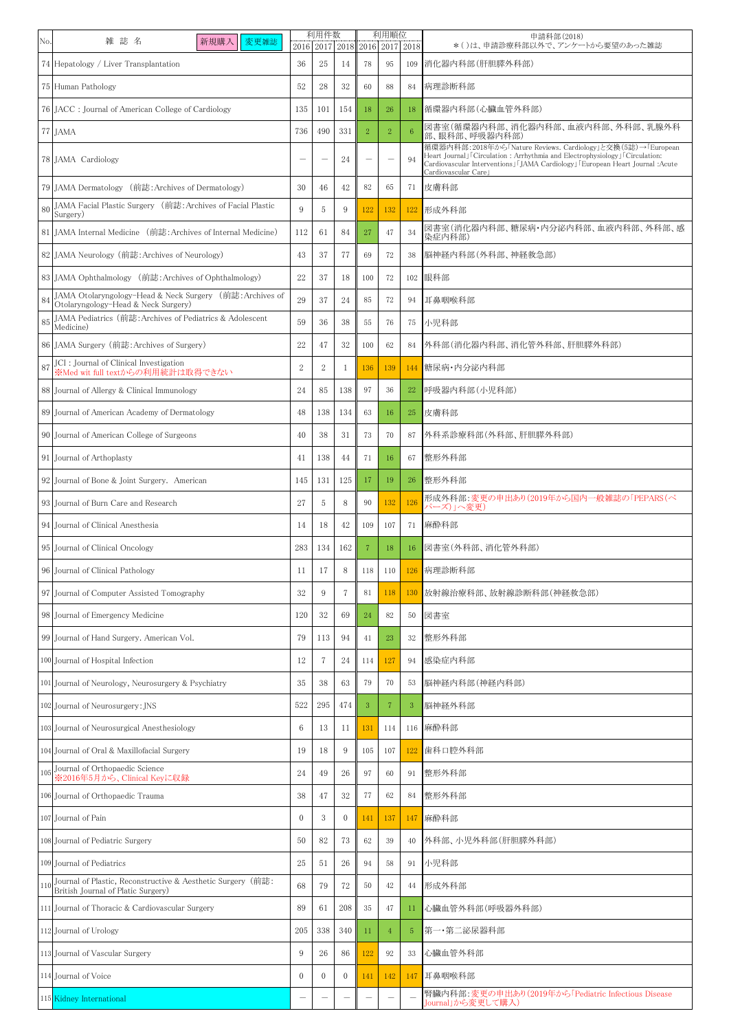| No. | 雑誌名　新規購入　変更雑誌 | 利用件数 | | | 利用順位 | | | 申請科部(2018)＊( )は、申請診療科部以外で、アンケートから要望のあった雑誌 |
|---|---|---|---|---|---|---|---|---|
| | | 2016 | 2017 | 2018 | 2016 | 2017 | 2018 | |
| 74 | Hepatology / Liver Transplantation | 36 | 25 | 14 | 78 | 95 | 109 | 消化器内科部(肝胆膵外科部) |
| 75 | Human Pathology | 52 | 28 | 32 | 60 | 88 | 84 | 病理診断科部 |
| 76 | JACC : Journal of American College of Cardiology | 135 | 101 | 154 | 18 | 26 | 18 | 循環器内科部(心臓血管外科部) |
| 77 | JAMA | 736 | 490 | 331 | 2 | 2 | 6 | 図書室(循環器内科部、消化器内科部、血液内科部、外科部、乳腺外科部、眼科部、呼吸器内科部) |
| 78 | JAMA Cardiology | — | — | 24 | — | — | 94 | 循環器内科部:2018年から「Nature Reviews. Cardiology」と交換(5誌)→「European Heart Journal」「Circulation : Arrhythmia and Electrophysiology」「Circulation: Cardiovascular Interventions」「JAMA Cardiology」「European Heart Journal :Acute Cardiovascular Care」 |
| 79 | JAMA Dermatology (前誌:Archives of Dermatology) | 30 | 46 | 42 | 82 | 65 | 71 | 皮膚科部 |
| 80 | JAMA Facial Plastic Surgery (前誌:Archives of Facial Plastic Surgery) | 9 | 5 | 9 | 122 | 132 | 122 | 形成外科部 |
| 81 | JAMA Internal Medicine (前誌:Archives of Internal Medicine) | 112 | 61 | 84 | 27 | 47 | 34 | 図書室(消化器内科部、糖尿病・内分泌内科部、血液内科部、外科部、感染症内科部) |
| 82 | JAMA Neurology (前誌:Archives of Neurology) | 43 | 37 | 77 | 69 | 72 | 38 | 脳神経内科部(外科部、神経救急部) |
| 83 | JAMA Ophthalmology (前誌:Archives of Ophthalmology) | 22 | 37 | 18 | 100 | 72 | 102 | 眼科部 |
| 84 | JAMA Otolaryngology-Head & Neck Surgery (前誌:Archives of Otolaryngology-Head & Neck Surgery) | 29 | 37 | 24 | 85 | 72 | 94 | 耳鼻咽喉科部 |
| 85 | JAMA Pediatrics (前誌:Archives of Pediatrics & Adolescent Medicine) | 59 | 36 | 38 | 55 | 76 | 75 | 小児科部 |
| 86 | JAMA Surgery (前誌:Archives of Surgery) | 22 | 47 | 32 | 100 | 62 | 84 | 外科部(消化器内科部、消化管外科部、肝胆膵外科部) |
| 87 | JCI : Journal of Clinical Investigation ※Med wit full textからの利用統計は取得できない | 2 | 2 | 1 | 136 | 139 | 144 | 糖尿病・内分泌内科部 |
| 88 | Journal of Allergy & Clinical Immunology | 24 | 85 | 138 | 97 | 36 | 22 | 呼吸器内科部(小児科部) |
| 89 | Journal of American Academy of Dermatology | 48 | 138 | 134 | 63 | 16 | 25 | 皮膚科部 |
| 90 | Journal of American College of Surgeons | 40 | 38 | 31 | 73 | 70 | 87 | 外科系診療科部(外科部、肝胆膵外科部) |
| 91 | Journal of Arthoplasty | 41 | 138 | 44 | 71 | 16 | 67 | 整形外科部 |
| 92 | Journal of Bone & Joint Surgery. American | 145 | 131 | 125 | 17 | 19 | 26 | 整形外科部 |
| 93 | Journal of Burn Care and Research | 27 | 5 | 8 | 90 | 132 | 126 | 形成外科部:変更の申出あり(2019年から国内一般雑誌の「PEPARS(ペパーズ)」へ変更) |
| 94 | Journal of Clinical Anesthesia | 14 | 18 | 42 | 109 | 107 | 71 | 麻酔科部 |
| 95 | Journal of Clinical Oncology | 283 | 134 | 162 | 7 | 18 | 16 | 図書室(外科部、消化管外科部) |
| 96 | Journal of Clinical Pathology | 11 | 17 | 8 | 118 | 110 | 126 | 病理診断科部 |
| 97 | Journal of Computer Assisted Tomography | 32 | 9 | 7 | 81 | 118 | 130 | 放射線治療科部、放射線診断科部(神経救急部) |
| 98 | Journal of Emergency Medicine | 120 | 32 | 69 | 24 | 82 | 50 | 図書室 |
| 99 | Journal of Hand Surgery. American Vol. | 79 | 113 | 94 | 41 | 23 | 32 | 整形外科部 |
| 100 | Journal of Hospital Infection | 12 | 7 | 24 | 114 | 127 | 94 | 感染症内科部 |
| 101 | Journal of Neurology, Neurosurgery & Psychiatry | 35 | 38 | 63 | 79 | 70 | 53 | 脳神経内科部(神経内科部) |
| 102 | Journal of Neurosurgery:JNS | 522 | 295 | 474 | 3 | 7 | 3 | 脳神経外科部 |
| 103 | Journal of Neurosurgical Anesthesiology | 6 | 13 | 11 | 131 | 114 | 116 | 麻酔科部 |
| 104 | Journal of Oral & Maxillofacial Surgery | 19 | 18 | 9 | 105 | 107 | 122 | 歯科口腔外科部 |
| 105 | Journal of Orthopaedic Science ※2016年5月から、Clinical Keyに収録 | 24 | 49 | 26 | 97 | 60 | 91 | 整形外科部 |
| 106 | Journal of Orthopaedic Trauma | 38 | 47 | 32 | 77 | 62 | 84 | 整形外科部 |
| 107 | Journal of Pain | 0 | 3 | 0 | 141 | 137 | 147 | 麻酔科部 |
| 108 | Journal of Pediatric Surgery | 50 | 82 | 73 | 62 | 39 | 40 | 外科部、小児外科部(肝胆膵外科部) |
| 109 | Journal of Pediatrics | 25 | 51 | 26 | 94 | 58 | 91 | 小児科部 |
| 110 | Journal of Plastic, Reconstructive & Aesthetic Surgery (前誌: British Journal of Platic Surgery) | 68 | 79 | 72 | 50 | 42 | 44 | 形成外科部 |
| 111 | Journal of Thoracic & Cardiovascular Surgery | 89 | 61 | 208 | 35 | 47 | 11 | 心臓血管外科部(呼吸器外科部) |
| 112 | Journal of Urology | 205 | 338 | 340 | 11 | 4 | 5 | 第一・第二泌尿器科部 |
| 113 | Journal of Vascular Surgery | 9 | 26 | 86 | 122 | 92 | 33 | 心臓血管外科部 |
| 114 | Journal of Voice | 0 | 0 | 0 | 141 | 142 | 147 | 耳鼻咽喉科部 |
| 115 | Kidney International | — | — | — | — | — | — | 腎臓内科部:変更の申出あり(2019年から「Pediatric Infectious Disease Journal」から変更して購入) |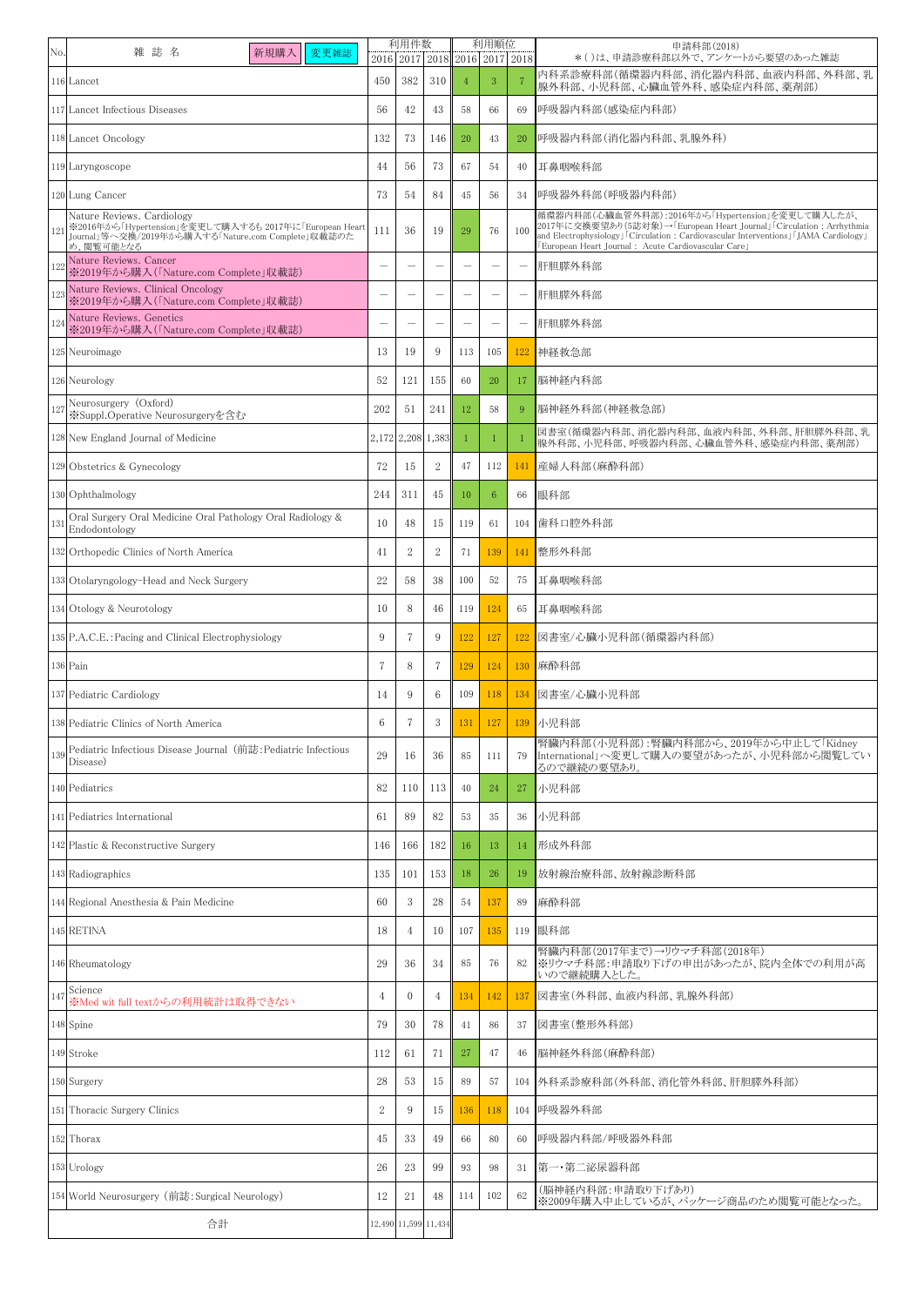| No. | 雑 誌 名 新規購入 変更雑誌 | 利用件数 | | | 利用順位 | | | 申請科部(2018) ＊( )は、申請診療科部以外で、アンケートから要望のあった雑誌 |
|---|---|---|---|---|---|---|---|---|
| | | 2016 | 2017 | 2018 | 2016 | 2017 | 2018 | |
| 116 | Lancet | 450 | 382 | 310 | 4 | 3 | 7 | 内科系診療科部(循環器内科部、消化器内科部、血液内科部、外科部、乳腺外科部、小児科部、心臓血管外科、感染症内科部、薬剤部) |
| 117 | Lancet Infectious Diseases | 56 | 42 | 43 | 58 | 66 | 69 | 呼吸器内科部(感染症内科部) |
| 118 | Lancet Oncology | 132 | 73 | 146 | 20 | 43 | 20 | 呼吸器内科部(消化器内科部、乳腺外科) |
| 119 | Laryngoscope | 44 | 56 | 73 | 67 | 54 | 40 | 耳鼻咽喉科部 |
| 120 | Lung Cancer | 73 | 54 | 84 | 45 | 56 | 34 | 呼吸器外科部(呼吸器内科部) |
| 121 | Nature Reviews. Cardiology ※2016年から「Hypertension」を変更して購入するも 2017年に「European Heart Journal」等へ交換/2019年から購入する「Nature.com Complete」収載誌のため、閲覧可能となる | 111 | 36 | 19 | 29 | 76 | 100 | 循環器内科部(心臓血管外科部):2016年から「Hypertension」を変更して購入したが、2017年に交換要望あり(5誌対象)→「European Heart Journal」「Circulation : Arrhythmia and Electrophysiology」「Circulation : Cardiovascular Interventions」「JAMA Cardiology」「European Heart Journal : Acute Cardiovascular Care」 |
| 122 | Nature Reviews. Cancer ※2019年から購入(「Nature.com Complete」収載誌) | － | － | － | － | － | － | 肝胆膵外科部 |
| 123 | Nature Reviews. Clinical Oncology ※2019年から購入(「Nature.com Complete」収載誌) | － | － | － | － | － | － | 肝胆膵外科部 |
| 124 | Nature Reviews. Genetics ※2019年から購入(「Nature.com Complete」収載誌) | － | － | － | － | － | － | 肝胆膵外科部 |
| 125 | Neuroimage | 13 | 19 | 9 | 113 | 105 | 122 | 神経救急部 |
| 126 | Neurology | 52 | 121 | 155 | 60 | 20 | 17 | 脳神経内科部 |
| 127 | Neurosurgery (Oxford) ※Suppl.Operative Neurosurgeryを含む | 202 | 51 | 241 | 12 | 58 | 9 | 脳神経外科部(神経救急部) |
| 128 | New England Journal of Medicine | 2,172 | 2,208 | 1,383 | 1 | 1 | 1 | 図書室(循環器内科部、消化器内科部、血液内科部、外科部、肝胆膵外科部、乳腺外科部、小児科部、呼吸器内科部、心臓血管外科、感染症内科部、薬剤部) |
| 129 | Obstetrics & Gynecology | 72 | 15 | 2 | 47 | 112 | 141 | 産婦人科部(麻酔科部) |
| 130 | Ophthalmology | 244 | 311 | 45 | 10 | 6 | 66 | 眼科部 |
| 131 | Oral Surgery Oral Medicine Oral Pathology Oral Radiology & Endodontology | 10 | 48 | 15 | 119 | 61 | 104 | 歯科口腔外科部 |
| 132 | Orthopedic Clinics of North America | 41 | 2 | 2 | 71 | 139 | 141 | 整形外科部 |
| 133 | Otolaryngology-Head and Neck Surgery | 22 | 58 | 38 | 100 | 52 | 75 | 耳鼻咽喉科部 |
| 134 | Otology & Neurotology | 10 | 8 | 46 | 119 | 124 | 65 | 耳鼻咽喉科部 |
| 135 | P.A.C.E.:Pacing and Clinical Electrophysiology | 9 | 7 | 9 | 122 | 127 | 122 | 図書室/心臓小児科部(循環器内科部) |
| 136 | Pain | 7 | 8 | 7 | 129 | 124 | 130 | 麻酔科部 |
| 137 | Pediatric Cardiology | 14 | 9 | 6 | 109 | 118 | 134 | 図書室/心臓小児科部 |
| 138 | Pediatric Clinics of North America | 6 | 7 | 3 | 131 | 127 | 139 | 小児科部 |
| 139 | Pediatric Infectious Disease Journal (前誌:Pediatric Infectious Disease) | 29 | 16 | 36 | 85 | 111 | 79 | 腎臓内科部(小児科部):腎臓内科部から、2019年から中止して「Kidney International」へ変更して購入の要望があったが、小児科部から閲覧しているので継続の要望あり。 |
| 140 | Pediatrics | 82 | 110 | 113 | 40 | 24 | 27 | 小児科部 |
| 141 | Pediatrics International | 61 | 89 | 82 | 53 | 35 | 36 | 小児科部 |
| 142 | Plastic & Reconstructive Surgery | 146 | 166 | 182 | 16 | 13 | 14 | 形成外科部 |
| 143 | Radiographics | 135 | 101 | 153 | 18 | 26 | 19 | 放射線治療科部、放射線診断科部 |
| 144 | Regional Anesthesia & Pain Medicine | 60 | 3 | 28 | 54 | 137 | 89 | 麻酔科部 |
| 145 | RETINA | 18 | 4 | 10 | 107 | 135 | 119 | 眼科部 |
| 146 | Rheumatology | 29 | 36 | 34 | 85 | 76 | 82 | 腎臓内科部(2017年まで)→リウマチ科部(2018年) ※リウマチ科部:申請取り下げの申出があったが、院内全体での利用が高いので継続購入とした。 |
| 147 | Science ※Med wit full textからの利用統計は取得できない | 4 | 0 | 4 | 134 | 142 | 137 | 図書室(外科部、血液内科部、乳腺外科部) |
| 148 | Spine | 79 | 30 | 78 | 41 | 86 | 37 | 図書室(整形外科部) |
| 149 | Stroke | 112 | 61 | 71 | 27 | 47 | 46 | 脳神経外科部(麻酔科部) |
| 150 | Surgery | 28 | 53 | 15 | 89 | 57 | 104 | 外科系診療科部(外科部、消化管外科部、肝胆膵外科部) |
| 151 | Thoracic Surgery Clinics | 2 | 9 | 15 | 136 | 118 | 104 | 呼吸器外科部 |
| 152 | Thorax | 45 | 33 | 49 | 66 | 80 | 60 | 呼吸器内科部/呼吸器外科部 |
| 153 | Urology | 26 | 23 | 99 | 93 | 98 | 31 | 第一・第二泌尿器科部 |
| 154 | World Neurosurgery (前誌:Surgical Neurology) | 12 | 21 | 48 | 114 | 102 | 62 | (脳神経内科部:申請取り下げあり) ※2009年購入中止しているが、パッケージ商品のため閲覧可能となった。 |
| | 合計 | 12,490 | 11,599 | 11,434 | | | | |